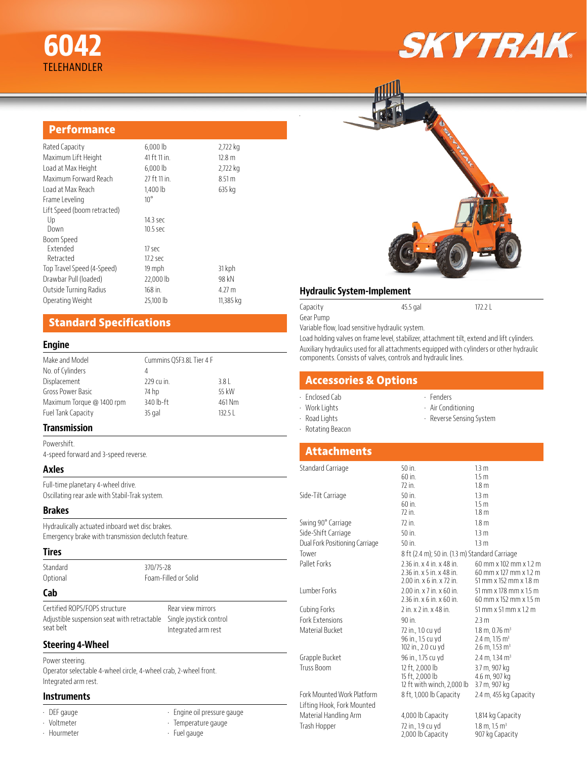# 6042

TELEHANDLER

SKYTRAK

## Performance

| | | |
|---|---|---|
| Rated Capacity | 6,000 lb | 2,722 kg |
| Maximum Lift Height | 41 ft 11 in. | 12.8 m |
| Load at Max Height | 6,000 lb | 2,722 kg |
| Maximum Forward Reach | 27 ft 11 in. | 8.51 m |
| Load at Max Reach | 1,400 lb | 635 kg |
| Frame Leveling | 10° | |
| Lift Speed (boom retracted) | | |
| Up | 14.3 sec | |
| Down | 10.5 sec | |
| Boom Speed | | |
| Extended | 17 sec | |
| Retracted | 17.2 sec | |
| Top Travel Speed (4-Speed) | 19 mph | 31 kph |
| Drawbar Pull (loaded) | 22,000 lb | 98 kN |
| Outside Turning Radius | 168 in. | 4.27 m |
| Operating Weight | 25,100 lb | 11,385 kg |

## Standard Specifications

### Engine

| | | |
|---|---|---|
| Make and Model | Cummins QSF3.8L Tier 4 F | |
| No. of Cylinders | 4 | |
| Displacement | 229 cu in. | 3.8 L |
| Gross Power Basic | 74 hp | 55 kW |
| Maximum Torque @ 1400 rpm | 340 lb-ft | 461 Nm |
| Fuel Tank Capacity | 35 gal | 132.5 L |

### Transmission

Powershift.
4-speed forward and 3-speed reverse.

### Axles

Full-time planetary 4-wheel drive.
Oscillating rear axle with Stabil-Trak system.

### Brakes

Hydraulically actuated inboard wet disc brakes.
Emergency brake with transmission declutch feature.

### Tires

| | |
|---|---|
| Standard | 370/75-28 |
| Optional | Foam-Filled or Solid |

### Cab

- Certified ROPS/FOPS structure
- Adjustable suspension seat with retractable seat belt
- Rear view mirrors
- Single joystick control
- Integrated arm rest

### Steering 4-Wheel

Power steering.
Operator selectable 4-wheel circle, 4-wheel crab, 2-wheel front.
Integrated arm rest.

### Instruments

- DEF gauge
- Voltmeter
- Hourmeter
- Engine oil pressure gauge
- Temperature gauge
- Fuel gauge

### Hydraulic System-Implement

| | | |
|---|---|---|
| Capacity | 45.5 gal | 172.2 L |

Gear Pump
Variable flow, load sensitive hydraulic system.
Load holding valves on frame level, stabilizer, attachment tilt, extend and lift cylinders.
Auxiliary hydraulics used for all attachments equipped with cylinders or other hydraulic components. Consists of valves, controls and hydraulic lines.

## Accessories & Options

- Enclosed Cab
- Work Lights
- Road Lights
- Rotating Beacon
- Fenders
- Air Conditioning
- Reverse Sensing System

## Attachments

| | | |
|---|---|---|
| Standard Carriage | 50 in.<br>60 in.<br>72 in. | 1.3 m<br>1.5 m<br>1.8 m |
| Side-Tilt Carriage | 50 in.<br>60 in.<br>72 in. | 1.3 m<br>1.5 m<br>1.8 m |
| Swing 90° Carriage | 72 in. | 1.8 m |
| Side-Shift Carriage | 50 in. | 1.3 m |
| Dual Fork Positioning Carriage | 50 in. | 1.3 m |
| Tower | 8 ft (2.4 m); 50 in. (1.3 m) Standard Carriage | |
| Pallet Forks | 2.36 in. x 4 in. x 48 in.<br>2.36 in. x 5 in. x 48 in.<br>2.00 in. x 6 in. x 72 in. | 60 mm x 102 mm x 1.2 m<br>60 mm x 127 mm x 1.2 m<br>51 mm x 152 mm x 1.8 m |
| Lumber Forks | 2.00 in. x 7 in. x 60 in.<br>2.36 in. x 6 in. x 60 in. | 51 mm x 178 mm x 1.5 m<br>60 mm x 152 mm x 1.5 m |
| Cubing Forks | 2 in. x 2 in. x 48 in. | 51 mm x 51 mm x 1.2 m |
| Fork Extensions | 90 in. | 2.3 m |
| Material Bucket | 72 in., 1.0 cu yd<br>96 in., 1.5 cu yd<br>102 in., 2.0 cu yd | 1.8 m, 0.76 m³<br>2.4 m, 1.15 m³<br>2.6 m, 1.53 m³ |
| Grapple Bucket | 96 in., 1.75 cu yd | 2.4 m, 1.34 m³ |
| Truss Boom | 12 ft, 2,000 lb<br>15 ft, 2,000 lb<br>12 ft with winch, 2,000 lb | 3.7 m, 907 kg<br>4.6 m, 907 kg<br>3.7 m, 907 kg |
| Fork Mounted Work Platform | 8 ft, 1,000 lb Capacity | 2.4 m, 455 kg Capacity |
| Lifting Hook, Fork Mounted | | |
| Material Handling Arm | 4,000 lb Capacity | 1,814 kg Capacity |
| Trash Hopper | 72 in., 1.9 cu yd<br>2,000 lb Capacity | 1.8 m, 1.5 m³<br>907 kg Capacity |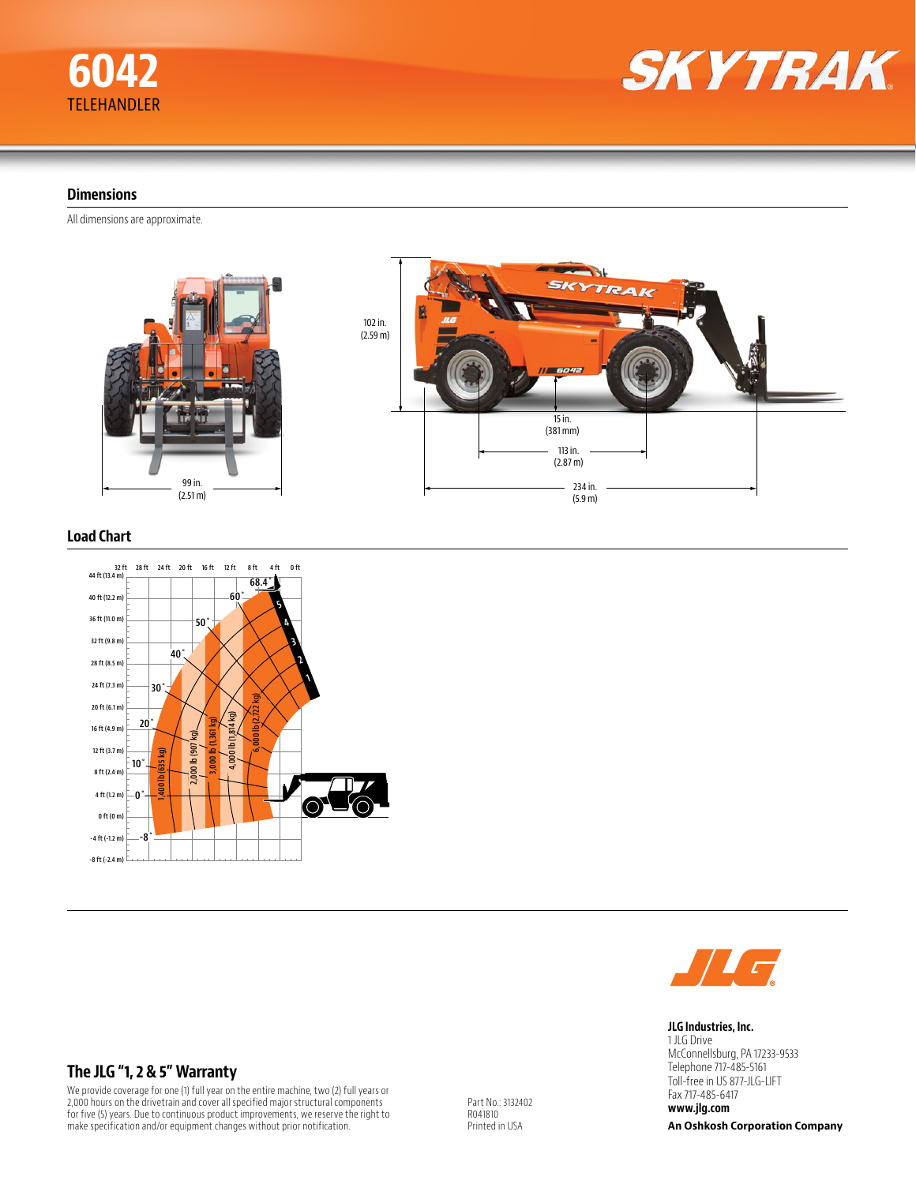# 6042

TELEHANDLER

SKYTRAK

## Dimensions

All dimensions are approximate.

102 in.
(2.59 m)

15 in.
(381 mm)

113 in.
(2.87 m)

234 in.
(5.9 m)

99 in.
(2.51 m)

## Load Chart

32 ft 28 ft 24 ft 20 ft 16 ft 12 ft 8 ft 4 ft 0 ft

44 ft (13.4 m)
40 ft (12.2 m)
36 ft (11.0 m)
32 ft (9.8 m)
28 ft (8.5 m)
24 ft (7.3 m)
20 ft (6.1 m)
16 ft (4.9 m)
12 ft (3.7 m)
8 ft (2.4 m)
4 ft (1.2 m)
0 ft (0 m)
-4 ft (-1.2 m)
-8 ft (-2.4 m)

68.4°
60°
50°
40°
30°
20°
10°
0°
-8°

5
4
3
2
1

1,400 lb (635 kg)
2,000 lb (907 kg)
3,000 lb (1,361 kg)
4,000 lb (1,814 kg)
6,000 lb (2,722 kg)

## The JLG "1, 2 & 5" Warranty

We provide coverage for one (1) full year on the entire machine, two (2) full years or 2,000 hours on the drivetrain and cover all specified major structural components for five (5) years. Due to continuous product improvements, we reserve the right to make specification and/or equipment changes without prior notification.

Part No.: 3132402
R041810
Printed in USA

JLG

**JLG Industries, Inc.**
1 JLG Drive
McConnellsburg, PA 17233-9533
Telephone 717-485-5161
Toll-free in US 877-JLG-LIFT
Fax 717-485-6417
**www.jlg.com**

**An Oshkosh Corporation Company**